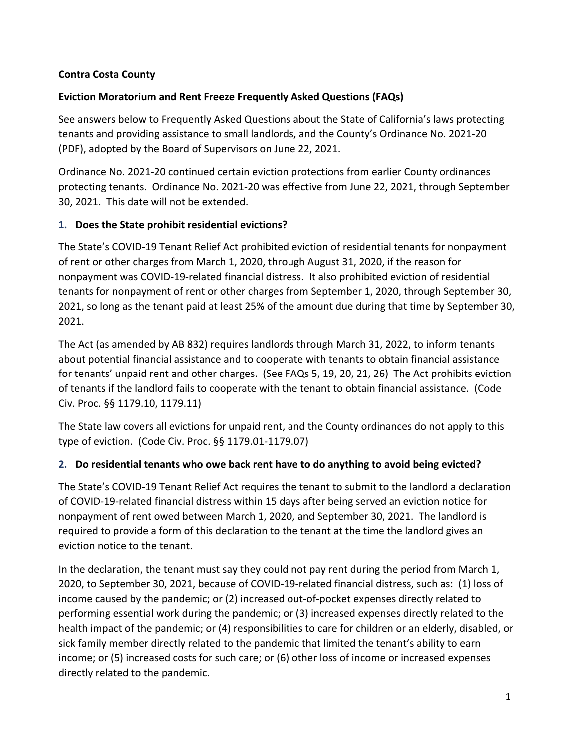**Contra Costa County**

**Eviction Moratorium and Rent Freeze Frequently Asked Questions (FAQs)**

See answers below to Frequently Asked Questions about the State of California's laws protecting tenants and providing assistance to small landlords, and the County's Ordinance No. 2021-20 (PDF), adopted by the Board of Supervisors on June 22, 2021.

Ordinance No. 2021-20 continued certain eviction protections from earlier County ordinances protecting tenants. Ordinance No. 2021-20 was effective from June 22, 2021, through September 30, 2021. This date will not be extended.

### 1. Does the State prohibit residential evictions?

The State's COVID-19 Tenant Relief Act prohibited eviction of residential tenants for nonpayment of rent or other charges from March 1, 2020, through August 31, 2020, if the reason for nonpayment was COVID-19-related financial distress. It also prohibited eviction of residential tenants for nonpayment of rent or other charges from September 1, 2020, through September 30, 2021, so long as the tenant paid at least 25% of the amount due during that time by September 30, 2021.

The Act (as amended by AB 832) requires landlords through March 31, 2022, to inform tenants about potential financial assistance and to cooperate with tenants to obtain financial assistance for tenants' unpaid rent and other charges. (See FAQs 5, 19, 20, 21, 26) The Act prohibits eviction of tenants if the landlord fails to cooperate with the tenant to obtain financial assistance. (Code Civ. Proc. §§ 1179.10, 1179.11)

The State law covers all evictions for unpaid rent, and the County ordinances do not apply to this type of eviction. (Code Civ. Proc. §§ 1179.01-1179.07)

### 2. Do residential tenants who owe back rent have to do anything to avoid being evicted?

The State's COVID-19 Tenant Relief Act requires the tenant to submit to the landlord a declaration of COVID-19-related financial distress within 15 days after being served an eviction notice for nonpayment of rent owed between March 1, 2020, and September 30, 2021. The landlord is required to provide a form of this declaration to the tenant at the time the landlord gives an eviction notice to the tenant.

In the declaration, the tenant must say they could not pay rent during the period from March 1, 2020, to September 30, 2021, because of COVID-19-related financial distress, such as: (1) loss of income caused by the pandemic; or (2) increased out-of-pocket expenses directly related to performing essential work during the pandemic; or (3) increased expenses directly related to the health impact of the pandemic; or (4) responsibilities to care for children or an elderly, disabled, or sick family member directly related to the pandemic that limited the tenant's ability to earn income; or (5) increased costs for such care; or (6) other loss of income or increased expenses directly related to the pandemic.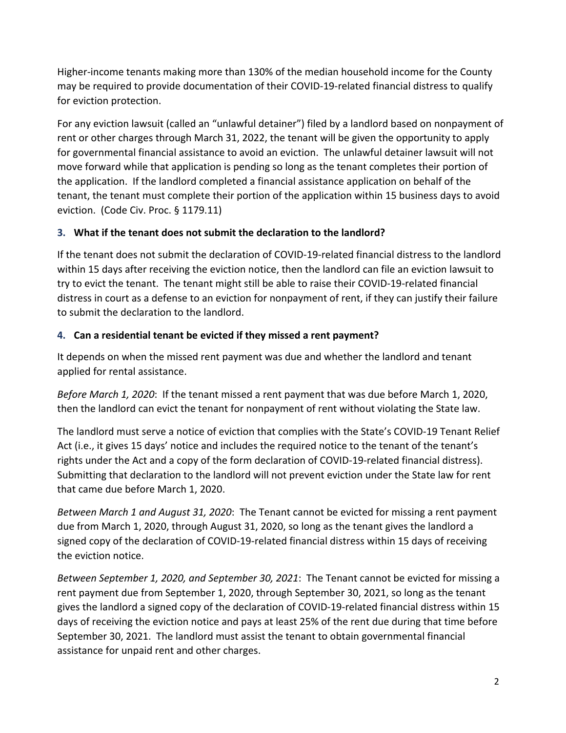Higher-income tenants making more than 130% of the median household income for the County may be required to provide documentation of their COVID-19-related financial distress to qualify for eviction protection.

For any eviction lawsuit (called an "unlawful detainer") filed by a landlord based on nonpayment of rent or other charges through March 31, 2022, the tenant will be given the opportunity to apply for governmental financial assistance to avoid an eviction. The unlawful detainer lawsuit will not move forward while that application is pending so long as the tenant completes their portion of the application. If the landlord completed a financial assistance application on behalf of the tenant, the tenant must complete their portion of the application within 15 business days to avoid eviction. (Code Civ. Proc. § 1179.11)

### 3. What if the tenant does not submit the declaration to the landlord?

If the tenant does not submit the declaration of COVID-19-related financial distress to the landlord within 15 days after receiving the eviction notice, then the landlord can file an eviction lawsuit to try to evict the tenant. The tenant might still be able to raise their COVID-19-related financial distress in court as a defense to an eviction for nonpayment of rent, if they can justify their failure to submit the declaration to the landlord.

### 4. Can a residential tenant be evicted if they missed a rent payment?

It depends on when the missed rent payment was due and whether the landlord and tenant applied for rental assistance.

*Before March 1, 2020*: If the tenant missed a rent payment that was due before March 1, 2020, then the landlord can evict the tenant for nonpayment of rent without violating the State law.

The landlord must serve a notice of eviction that complies with the State's COVID-19 Tenant Relief Act (i.e., it gives 15 days' notice and includes the required notice to the tenant of the tenant's rights under the Act and a copy of the form declaration of COVID-19-related financial distress). Submitting that declaration to the landlord will not prevent eviction under the State law for rent that came due before March 1, 2020.

*Between March 1 and August 31, 2020*: The Tenant cannot be evicted for missing a rent payment due from March 1, 2020, through August 31, 2020, so long as the tenant gives the landlord a signed copy of the declaration of COVID-19-related financial distress within 15 days of receiving the eviction notice.

*Between September 1, 2020, and September 30, 2021*: The Tenant cannot be evicted for missing a rent payment due from September 1, 2020, through September 30, 2021, so long as the tenant gives the landlord a signed copy of the declaration of COVID-19-related financial distress within 15 days of receiving the eviction notice and pays at least 25% of the rent due during that time before September 30, 2021. The landlord must assist the tenant to obtain governmental financial assistance for unpaid rent and other charges.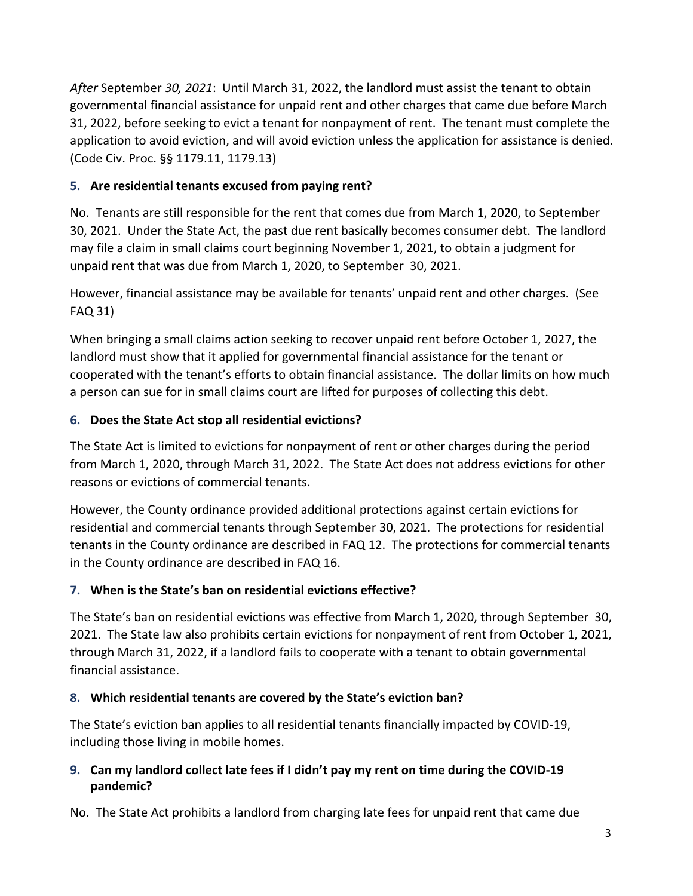*After* September *30, 2021*: Until March 31, 2022, the landlord must assist the tenant to obtain governmental financial assistance for unpaid rent and other charges that came due before March 31, 2022, before seeking to evict a tenant for nonpayment of rent. The tenant must complete the application to avoid eviction, and will avoid eviction unless the application for assistance is denied. (Code Civ. Proc. §§ 1179.11, 1179.13)

### 5. Are residential tenants excused from paying rent?

No. Tenants are still responsible for the rent that comes due from March 1, 2020, to September 30, 2021. Under the State Act, the past due rent basically becomes consumer debt. The landlord may file a claim in small claims court beginning November 1, 2021, to obtain a judgment for unpaid rent that was due from March 1, 2020, to September 30, 2021.

However, financial assistance may be available for tenants' unpaid rent and other charges. (See FAQ 31)

When bringing a small claims action seeking to recover unpaid rent before October 1, 2027, the landlord must show that it applied for governmental financial assistance for the tenant or cooperated with the tenant's efforts to obtain financial assistance. The dollar limits on how much a person can sue for in small claims court are lifted for purposes of collecting this debt.

### 6. Does the State Act stop all residential evictions?

The State Act is limited to evictions for nonpayment of rent or other charges during the period from March 1, 2020, through March 31, 2022. The State Act does not address evictions for other reasons or evictions of commercial tenants.

However, the County ordinance provided additional protections against certain evictions for residential and commercial tenants through September 30, 2021. The protections for residential tenants in the County ordinance are described in FAQ 12. The protections for commercial tenants in the County ordinance are described in FAQ 16.

### 7. When is the State's ban on residential evictions effective?

The State's ban on residential evictions was effective from March 1, 2020, through September 30, 2021. The State law also prohibits certain evictions for nonpayment of rent from October 1, 2021, through March 31, 2022, if a landlord fails to cooperate with a tenant to obtain governmental financial assistance.

### 8. Which residential tenants are covered by the State's eviction ban?

The State's eviction ban applies to all residential tenants financially impacted by COVID-19, including those living in mobile homes.

### 9. Can my landlord collect late fees if I didn't pay my rent on time during the COVID-19 pandemic?

No. The State Act prohibits a landlord from charging late fees for unpaid rent that came due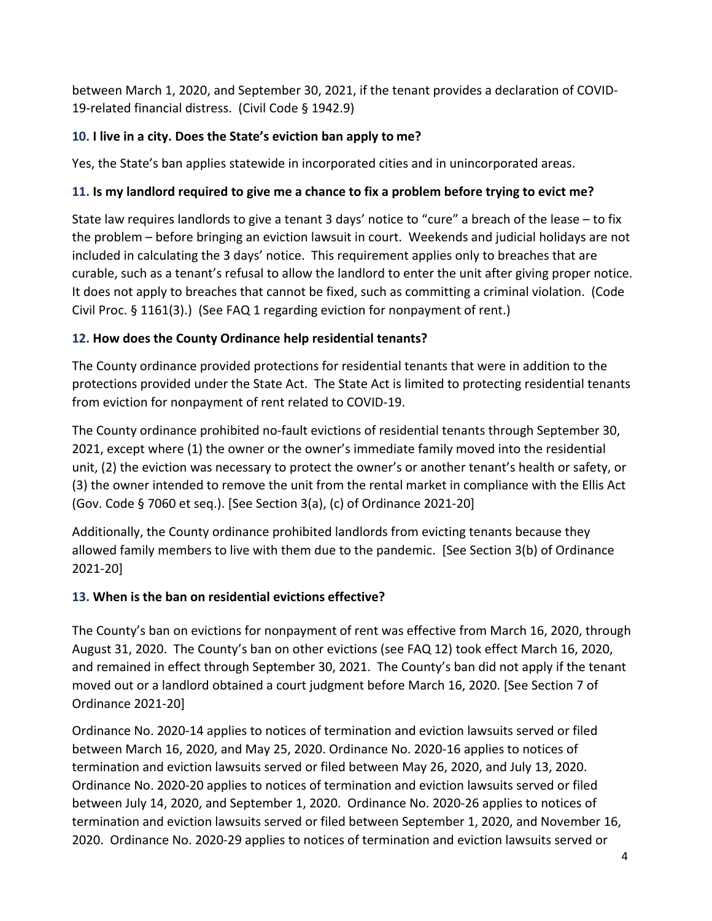between March 1, 2020, and September 30, 2021, if the tenant provides a declaration of COVID-19-related financial distress. (Civil Code § 1942.9)

### 10. I live in a city. Does the State's eviction ban apply to me?

Yes, the State's ban applies statewide in incorporated cities and in unincorporated areas.

### 11. Is my landlord required to give me a chance to fix a problem before trying to evict me?

State law requires landlords to give a tenant 3 days' notice to "cure" a breach of the lease – to fix the problem – before bringing an eviction lawsuit in court. Weekends and judicial holidays are not included in calculating the 3 days' notice. This requirement applies only to breaches that are curable, such as a tenant's refusal to allow the landlord to enter the unit after giving proper notice. It does not apply to breaches that cannot be fixed, such as committing a criminal violation. (Code Civil Proc. § 1161(3).) (See FAQ 1 regarding eviction for nonpayment of rent.)

### 12. How does the County Ordinance help residential tenants?

The County ordinance provided protections for residential tenants that were in addition to the protections provided under the State Act. The State Act is limited to protecting residential tenants from eviction for nonpayment of rent related to COVID-19.

The County ordinance prohibited no-fault evictions of residential tenants through September 30, 2021, except where (1) the owner or the owner's immediate family moved into the residential unit, (2) the eviction was necessary to protect the owner's or another tenant's health or safety, or (3) the owner intended to remove the unit from the rental market in compliance with the Ellis Act (Gov. Code § 7060 et seq.). [See Section 3(a), (c) of Ordinance 2021-20]

Additionally, the County ordinance prohibited landlords from evicting tenants because they allowed family members to live with them due to the pandemic. [See Section 3(b) of Ordinance 2021-20]

### 13. When is the ban on residential evictions effective?

The County's ban on evictions for nonpayment of rent was effective from March 16, 2020, through August 31, 2020. The County's ban on other evictions (see FAQ 12) took effect March 16, 2020, and remained in effect through September 30, 2021. The County's ban did not apply if the tenant moved out or a landlord obtained a court judgment before March 16, 2020. [See Section 7 of Ordinance 2021-20]

Ordinance No. 2020-14 applies to notices of termination and eviction lawsuits served or filed between March 16, 2020, and May 25, 2020. Ordinance No. 2020-16 applies to notices of termination and eviction lawsuits served or filed between May 26, 2020, and July 13, 2020. Ordinance No. 2020-20 applies to notices of termination and eviction lawsuits served or filed between July 14, 2020, and September 1, 2020. Ordinance No. 2020-26 applies to notices of termination and eviction lawsuits served or filed between September 1, 2020, and November 16, 2020. Ordinance No. 2020-29 applies to notices of termination and eviction lawsuits served or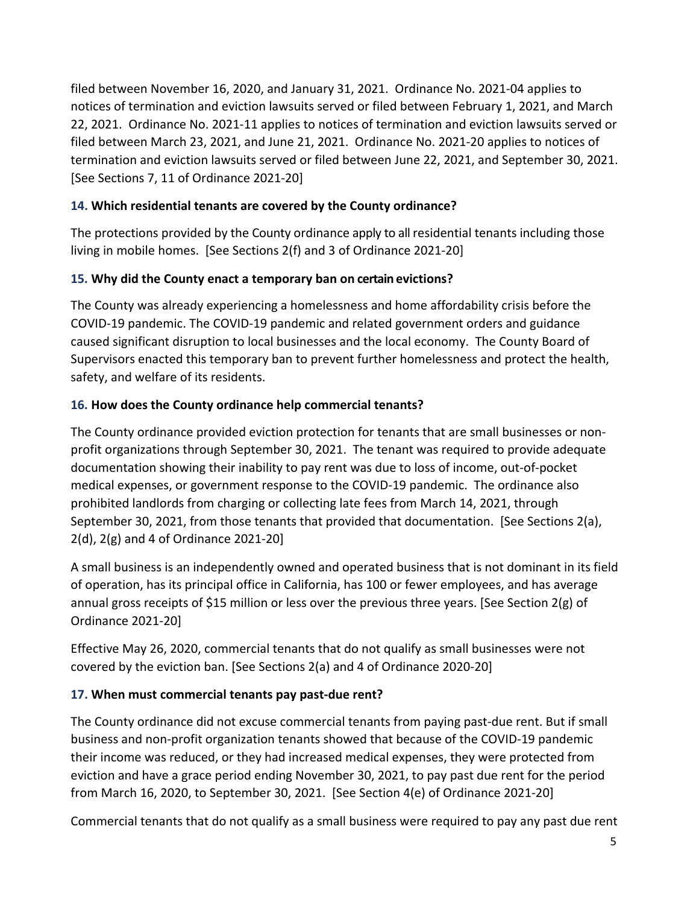filed between November 16, 2020, and January 31, 2021. Ordinance No. 2021-04 applies to notices of termination and eviction lawsuits served or filed between February 1, 2021, and March 22, 2021. Ordinance No. 2021-11 applies to notices of termination and eviction lawsuits served or filed between March 23, 2021, and June 21, 2021. Ordinance No. 2021-20 applies to notices of termination and eviction lawsuits served or filed between June 22, 2021, and September 30, 2021. [See Sections 7, 11 of Ordinance 2021-20]

### 14. Which residential tenants are covered by the County ordinance?

The protections provided by the County ordinance apply to all residential tenants including those living in mobile homes. [See Sections 2(f) and 3 of Ordinance 2021-20]

### 15. Why did the County enact a temporary ban on certain evictions?

The County was already experiencing a homelessness and home affordability crisis before the COVID-19 pandemic. The COVID-19 pandemic and related government orders and guidance caused significant disruption to local businesses and the local economy. The County Board of Supervisors enacted this temporary ban to prevent further homelessness and protect the health, safety, and welfare of its residents.

### 16. How does the County ordinance help commercial tenants?

The County ordinance provided eviction protection for tenants that are small businesses or non-profit organizations through September 30, 2021. The tenant was required to provide adequate documentation showing their inability to pay rent was due to loss of income, out-of-pocket medical expenses, or government response to the COVID-19 pandemic. The ordinance also prohibited landlords from charging or collecting late fees from March 14, 2021, through September 30, 2021, from those tenants that provided that documentation. [See Sections 2(a), 2(d), 2(g) and 4 of Ordinance 2021-20]

A small business is an independently owned and operated business that is not dominant in its field of operation, has its principal office in California, has 100 or fewer employees, and has average annual gross receipts of $15 million or less over the previous three years. [See Section 2(g) of Ordinance 2021-20]

Effective May 26, 2020, commercial tenants that do not qualify as small businesses were not covered by the eviction ban. [See Sections 2(a) and 4 of Ordinance 2020-20]

### 17. When must commercial tenants pay past-due rent?

The County ordinance did not excuse commercial tenants from paying past-due rent. But if small business and non-profit organization tenants showed that because of the COVID-19 pandemic their income was reduced, or they had increased medical expenses, they were protected from eviction and have a grace period ending November 30, 2021, to pay past due rent for the period from March 16, 2020, to September 30, 2021. [See Section 4(e) of Ordinance 2021-20]

Commercial tenants that do not qualify as a small business were required to pay any past due rent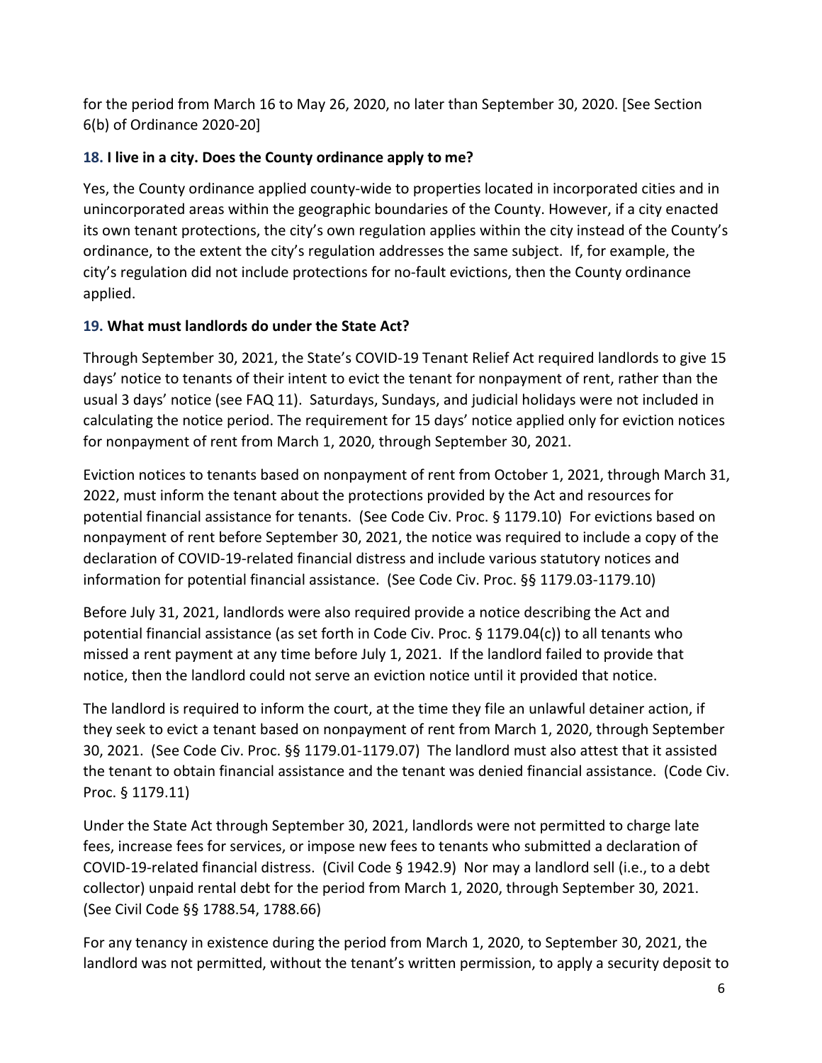for the period from March 16 to May 26, 2020, no later than September 30, 2020. [See Section 6(b) of Ordinance 2020-20]

### 18. I live in a city. Does the County ordinance apply to me?

Yes, the County ordinance applied county-wide to properties located in incorporated cities and in unincorporated areas within the geographic boundaries of the County. However, if a city enacted its own tenant protections, the city's own regulation applies within the city instead of the County's ordinance, to the extent the city's regulation addresses the same subject. If, for example, the city's regulation did not include protections for no-fault evictions, then the County ordinance applied.

### 19. What must landlords do under the State Act?

Through September 30, 2021, the State's COVID-19 Tenant Relief Act required landlords to give 15 days' notice to tenants of their intent to evict the tenant for nonpayment of rent, rather than the usual 3 days' notice (see FAQ 11). Saturdays, Sundays, and judicial holidays were not included in calculating the notice period. The requirement for 15 days' notice applied only for eviction notices for nonpayment of rent from March 1, 2020, through September 30, 2021.

Eviction notices to tenants based on nonpayment of rent from October 1, 2021, through March 31, 2022, must inform the tenant about the protections provided by the Act and resources for potential financial assistance for tenants. (See Code Civ. Proc. § 1179.10) For evictions based on nonpayment of rent before September 30, 2021, the notice was required to include a copy of the declaration of COVID-19-related financial distress and include various statutory notices and information for potential financial assistance. (See Code Civ. Proc. §§ 1179.03-1179.10)

Before July 31, 2021, landlords were also required provide a notice describing the Act and potential financial assistance (as set forth in Code Civ. Proc. § 1179.04(c)) to all tenants who missed a rent payment at any time before July 1, 2021. If the landlord failed to provide that notice, then the landlord could not serve an eviction notice until it provided that notice.

The landlord is required to inform the court, at the time they file an unlawful detainer action, if they seek to evict a tenant based on nonpayment of rent from March 1, 2020, through September 30, 2021. (See Code Civ. Proc. §§ 1179.01-1179.07) The landlord must also attest that it assisted the tenant to obtain financial assistance and the tenant was denied financial assistance. (Code Civ. Proc. § 1179.11)

Under the State Act through September 30, 2021, landlords were not permitted to charge late fees, increase fees for services, or impose new fees to tenants who submitted a declaration of COVID-19-related financial distress. (Civil Code § 1942.9) Nor may a landlord sell (i.e., to a debt collector) unpaid rental debt for the period from March 1, 2020, through September 30, 2021. (See Civil Code §§ 1788.54, 1788.66)

For any tenancy in existence during the period from March 1, 2020, to September 30, 2021, the landlord was not permitted, without the tenant's written permission, to apply a security deposit to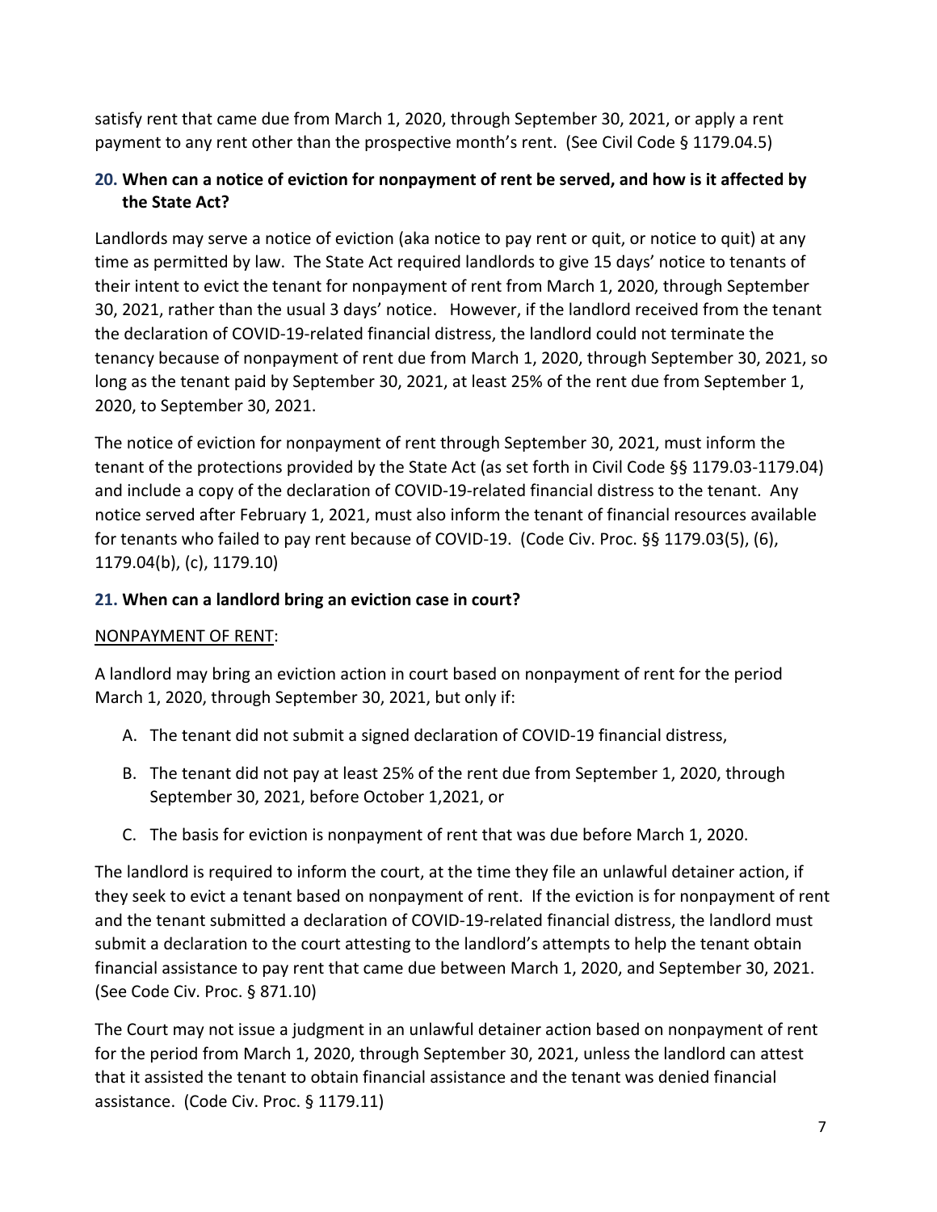satisfy rent that came due from March 1, 2020, through September 30, 2021, or apply a rent payment to any rent other than the prospective month's rent. (See Civil Code § 1179.04.5)

### 20. When can a notice of eviction for nonpayment of rent be served, and how is it affected by the State Act?

Landlords may serve a notice of eviction (aka notice to pay rent or quit, or notice to quit) at any time as permitted by law. The State Act required landlords to give 15 days' notice to tenants of their intent to evict the tenant for nonpayment of rent from March 1, 2020, through September 30, 2021, rather than the usual 3 days' notice. However, if the landlord received from the tenant the declaration of COVID-19-related financial distress, the landlord could not terminate the tenancy because of nonpayment of rent due from March 1, 2020, through September 30, 2021, so long as the tenant paid by September 30, 2021, at least 25% of the rent due from September 1, 2020, to September 30, 2021.

The notice of eviction for nonpayment of rent through September 30, 2021, must inform the tenant of the protections provided by the State Act (as set forth in Civil Code §§ 1179.03-1179.04) and include a copy of the declaration of COVID-19-related financial distress to the tenant. Any notice served after February 1, 2021, must also inform the tenant of financial resources available for tenants who failed to pay rent because of COVID-19. (Code Civ. Proc. §§ 1179.03(5), (6), 1179.04(b), (c), 1179.10)

### 21. When can a landlord bring an eviction case in court?

<u>NONPAYMENT OF RENT</u>:

A landlord may bring an eviction action in court based on nonpayment of rent for the period March 1, 2020, through September 30, 2021, but only if:

A. The tenant did not submit a signed declaration of COVID-19 financial distress,

B. The tenant did not pay at least 25% of the rent due from September 1, 2020, through September 30, 2021, before October 1,2021, or

C. The basis for eviction is nonpayment of rent that was due before March 1, 2020.

The landlord is required to inform the court, at the time they file an unlawful detainer action, if they seek to evict a tenant based on nonpayment of rent. If the eviction is for nonpayment of rent and the tenant submitted a declaration of COVID-19-related financial distress, the landlord must submit a declaration to the court attesting to the landlord's attempts to help the tenant obtain financial assistance to pay rent that came due between March 1, 2020, and September 30, 2021. (See Code Civ. Proc. § 871.10)

The Court may not issue a judgment in an unlawful detainer action based on nonpayment of rent for the period from March 1, 2020, through September 30, 2021, unless the landlord can attest that it assisted the tenant to obtain financial assistance and the tenant was denied financial assistance. (Code Civ. Proc. § 1179.11)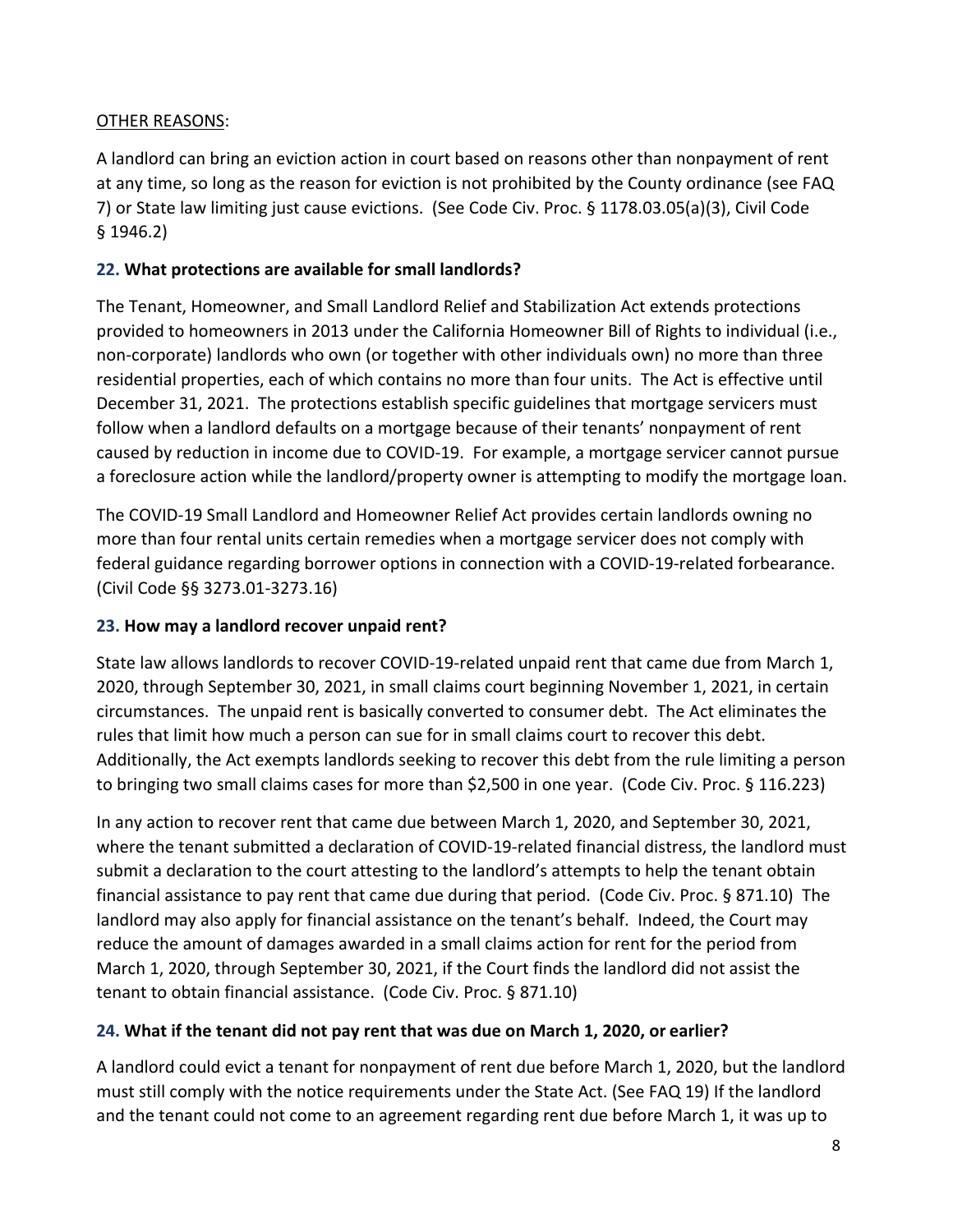<u>OTHER REASONS</u>:

A landlord can bring an eviction action in court based on reasons other than nonpayment of rent at any time, so long as the reason for eviction is not prohibited by the County ordinance (see FAQ 7) or State law limiting just cause evictions. (See Code Civ. Proc. § 1178.03.05(a)(3), Civil Code § 1946.2)

**22. What protections are available for small landlords?**

The Tenant, Homeowner, and Small Landlord Relief and Stabilization Act extends protections provided to homeowners in 2013 under the California Homeowner Bill of Rights to individual (i.e., non-corporate) landlords who own (or together with other individuals own) no more than three residential properties, each of which contains no more than four units. The Act is effective until December 31, 2021. The protections establish specific guidelines that mortgage servicers must follow when a landlord defaults on a mortgage because of their tenants' nonpayment of rent caused by reduction in income due to COVID-19. For example, a mortgage servicer cannot pursue a foreclosure action while the landlord/property owner is attempting to modify the mortgage loan.

The COVID-19 Small Landlord and Homeowner Relief Act provides certain landlords owning no more than four rental units certain remedies when a mortgage servicer does not comply with federal guidance regarding borrower options in connection with a COVID-19-related forbearance. (Civil Code §§ 3273.01-3273.16)

**23. How may a landlord recover unpaid rent?**

State law allows landlords to recover COVID-19-related unpaid rent that came due from March 1, 2020, through September 30, 2021, in small claims court beginning November 1, 2021, in certain circumstances. The unpaid rent is basically converted to consumer debt. The Act eliminates the rules that limit how much a person can sue for in small claims court to recover this debt. Additionally, the Act exempts landlords seeking to recover this debt from the rule limiting a person to bringing two small claims cases for more than $2,500 in one year. (Code Civ. Proc. § 116.223)

In any action to recover rent that came due between March 1, 2020, and September 30, 2021, where the tenant submitted a declaration of COVID-19-related financial distress, the landlord must submit a declaration to the court attesting to the landlord's attempts to help the tenant obtain financial assistance to pay rent that came due during that period. (Code Civ. Proc. § 871.10) The landlord may also apply for financial assistance on the tenant's behalf. Indeed, the Court may reduce the amount of damages awarded in a small claims action for rent for the period from March 1, 2020, through September 30, 2021, if the Court finds the landlord did not assist the tenant to obtain financial assistance. (Code Civ. Proc. § 871.10)

**24. What if the tenant did not pay rent that was due on March 1, 2020, or earlier?**

A landlord could evict a tenant for nonpayment of rent due before March 1, 2020, but the landlord must still comply with the notice requirements under the State Act. (See FAQ 19) If the landlord and the tenant could not come to an agreement regarding rent due before March 1, it was up to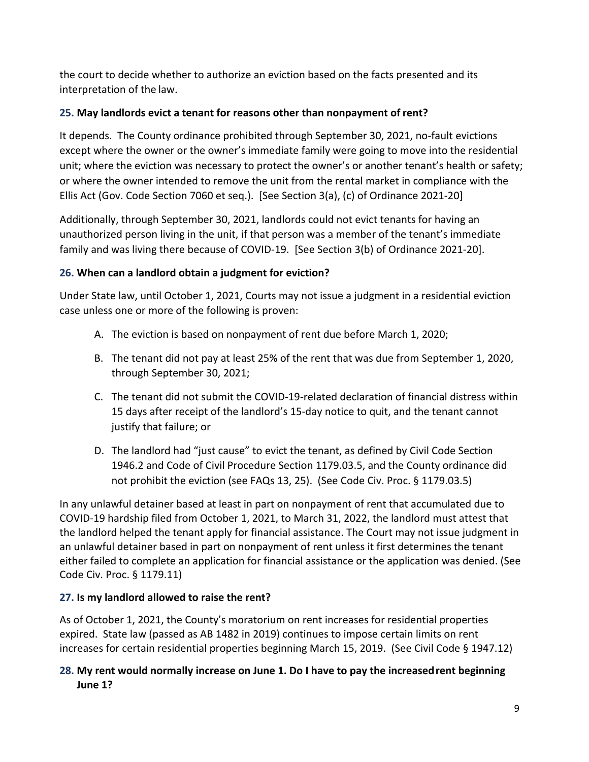the court to decide whether to authorize an eviction based on the facts presented and its interpretation of the law.

### 25. May landlords evict a tenant for reasons other than nonpayment of rent?

It depends. The County ordinance prohibited through September 30, 2021, no-fault evictions except where the owner or the owner's immediate family were going to move into the residential unit; where the eviction was necessary to protect the owner's or another tenant's health or safety; or where the owner intended to remove the unit from the rental market in compliance with the Ellis Act (Gov. Code Section 7060 et seq.). [See Section 3(a), (c) of Ordinance 2021-20]

Additionally, through September 30, 2021, landlords could not evict tenants for having an unauthorized person living in the unit, if that person was a member of the tenant's immediate family and was living there because of COVID-19. [See Section 3(b) of Ordinance 2021-20].

### 26. When can a landlord obtain a judgment for eviction?

Under State law, until October 1, 2021, Courts may not issue a judgment in a residential eviction case unless one or more of the following is proven:

A. The eviction is based on nonpayment of rent due before March 1, 2020;

B. The tenant did not pay at least 25% of the rent that was due from September 1, 2020, through September 30, 2021;

C. The tenant did not submit the COVID-19-related declaration of financial distress within 15 days after receipt of the landlord's 15-day notice to quit, and the tenant cannot justify that failure; or

D. The landlord had "just cause" to evict the tenant, as defined by Civil Code Section 1946.2 and Code of Civil Procedure Section 1179.03.5, and the County ordinance did not prohibit the eviction (see FAQs 13, 25). (See Code Civ. Proc. § 1179.03.5)

In any unlawful detainer based at least in part on nonpayment of rent that accumulated due to COVID-19 hardship filed from October 1, 2021, to March 31, 2022, the landlord must attest that the landlord helped the tenant apply for financial assistance. The Court may not issue judgment in an unlawful detainer based in part on nonpayment of rent unless it first determines the tenant either failed to complete an application for financial assistance or the application was denied. (See Code Civ. Proc. § 1179.11)

### 27. Is my landlord allowed to raise the rent?

As of October 1, 2021, the County's moratorium on rent increases for residential properties expired. State law (passed as AB 1482 in 2019) continues to impose certain limits on rent increases for certain residential properties beginning March 15, 2019. (See Civil Code § 1947.12)

### 28. My rent would normally increase on June 1. Do I have to pay the increased rent beginning June 1?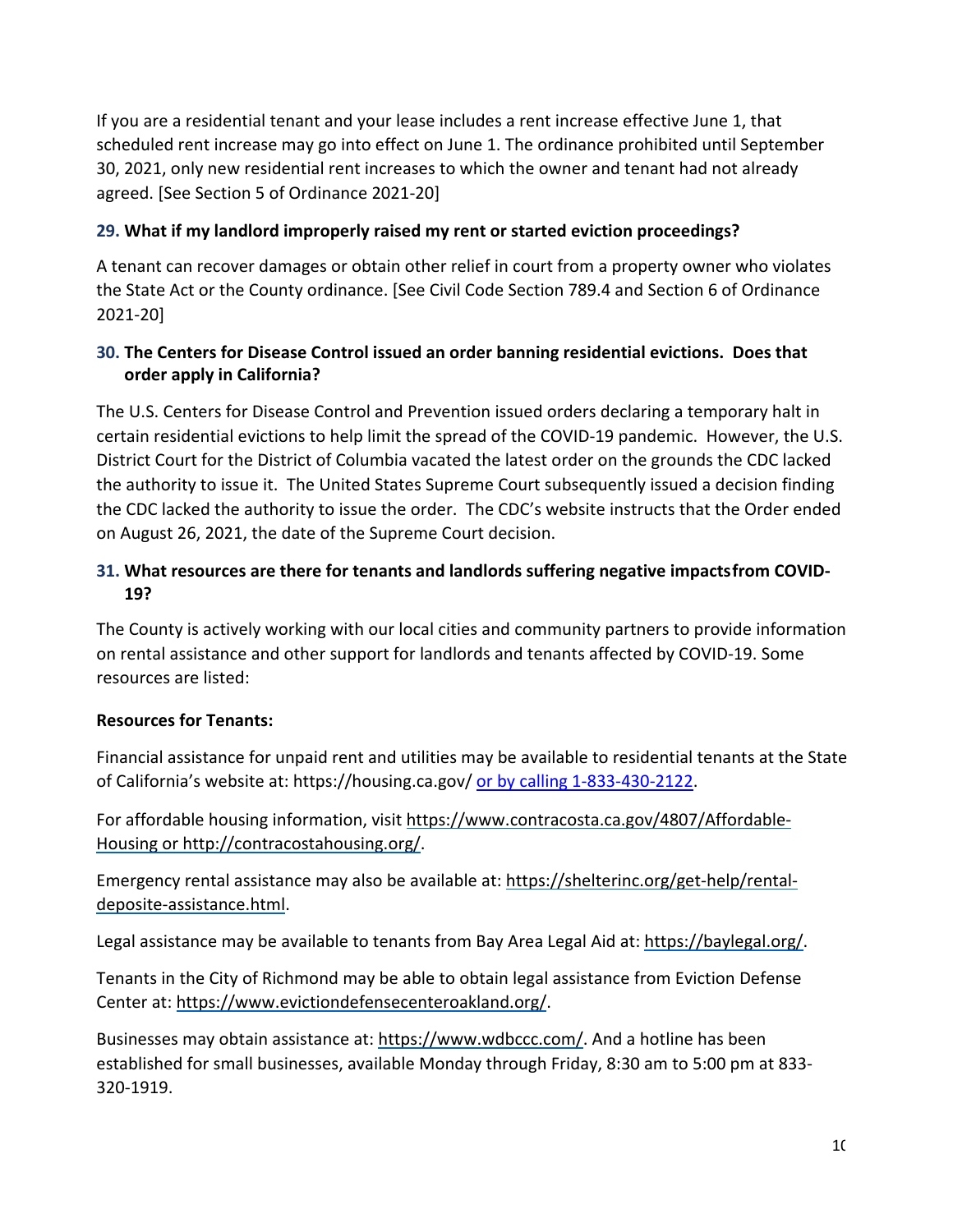If you are a residential tenant and your lease includes a rent increase effective June 1, that scheduled rent increase may go into effect on June 1. The ordinance prohibited until September 30, 2021, only new residential rent increases to which the owner and tenant had not already agreed. [See Section 5 of Ordinance 2021-20]

**29. What if my landlord improperly raised my rent or started eviction proceedings?**

A tenant can recover damages or obtain other relief in court from a property owner who violates the State Act or the County ordinance. [See Civil Code Section 789.4 and Section 6 of Ordinance 2021-20]

**30. The Centers for Disease Control issued an order banning residential evictions. Does that order apply in California?**

The U.S. Centers for Disease Control and Prevention issued orders declaring a temporary halt in certain residential evictions to help limit the spread of the COVID-19 pandemic. However, the U.S. District Court for the District of Columbia vacated the latest order on the grounds the CDC lacked the authority to issue it. The United States Supreme Court subsequently issued a decision finding the CDC lacked the authority to issue the order. The CDC's website instructs that the Order ended on August 26, 2021, the date of the Supreme Court decision.

**31. What resources are there for tenants and landlords suffering negative impactsfrom COVID-19?**

The County is actively working with our local cities and community partners to provide information on rental assistance and other support for landlords and tenants affected by COVID-19. Some resources are listed:

**Resources for Tenants:**

Financial assistance for unpaid rent and utilities may be available to residential tenants at the State of California's website at: https://housing.ca.gov/ or by calling 1-833-430-2122.

For affordable housing information, visit https://www.contracosta.ca.gov/4807/Affordable-Housing or http://contracostahousing.org/.

Emergency rental assistance may also be available at: https://shelterinc.org/get-help/rental-deposite-assistance.html.

Legal assistance may be available to tenants from Bay Area Legal Aid at: https://baylegal.org/.

Tenants in the City of Richmond may be able to obtain legal assistance from Eviction Defense Center at: https://www.evictiondefensecenteroakland.org/.

Businesses may obtain assistance at: https://www.wdbccc.com/. And a hotline has been established for small businesses, available Monday through Friday, 8:30 am to 5:00 pm at 833-320-1919.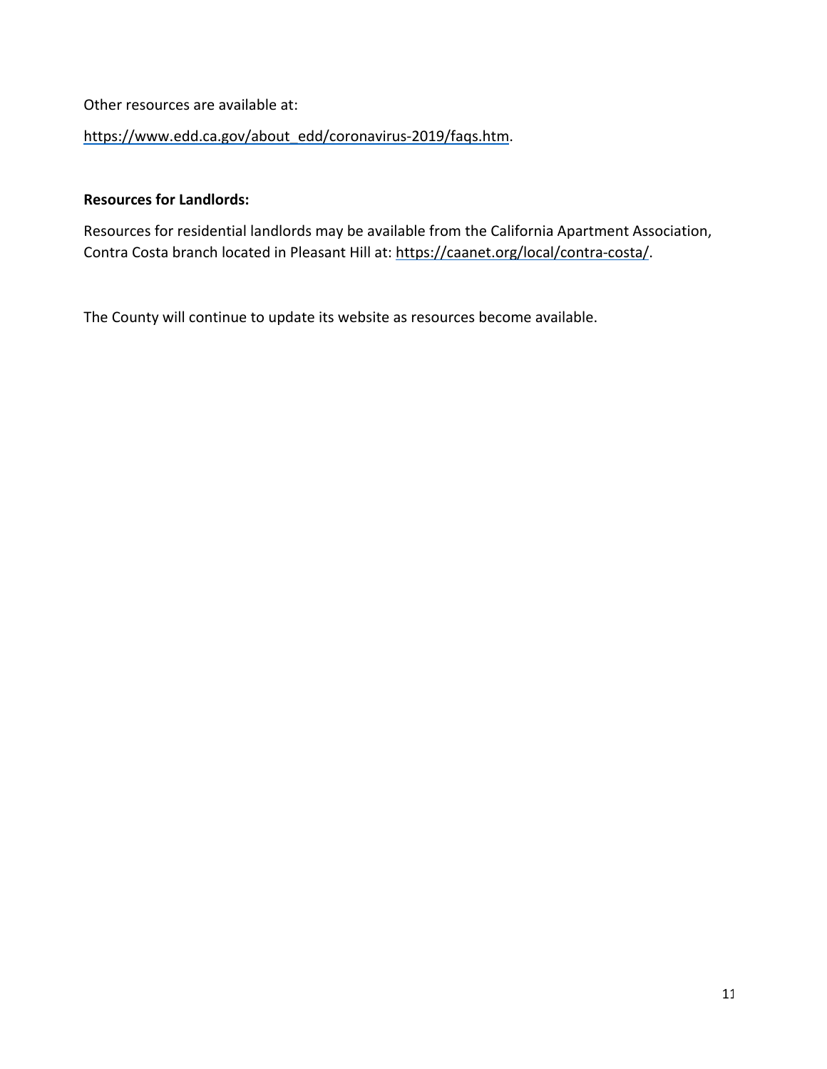Other resources are available at:

https://www.edd.ca.gov/about_edd/coronavirus-2019/faqs.htm.

**Resources for Landlords:**

Resources for residential landlords may be available from the California Apartment Association, Contra Costa branch located in Pleasant Hill at: https://caanet.org/local/contra-costa/.

The County will continue to update its website as resources become available.